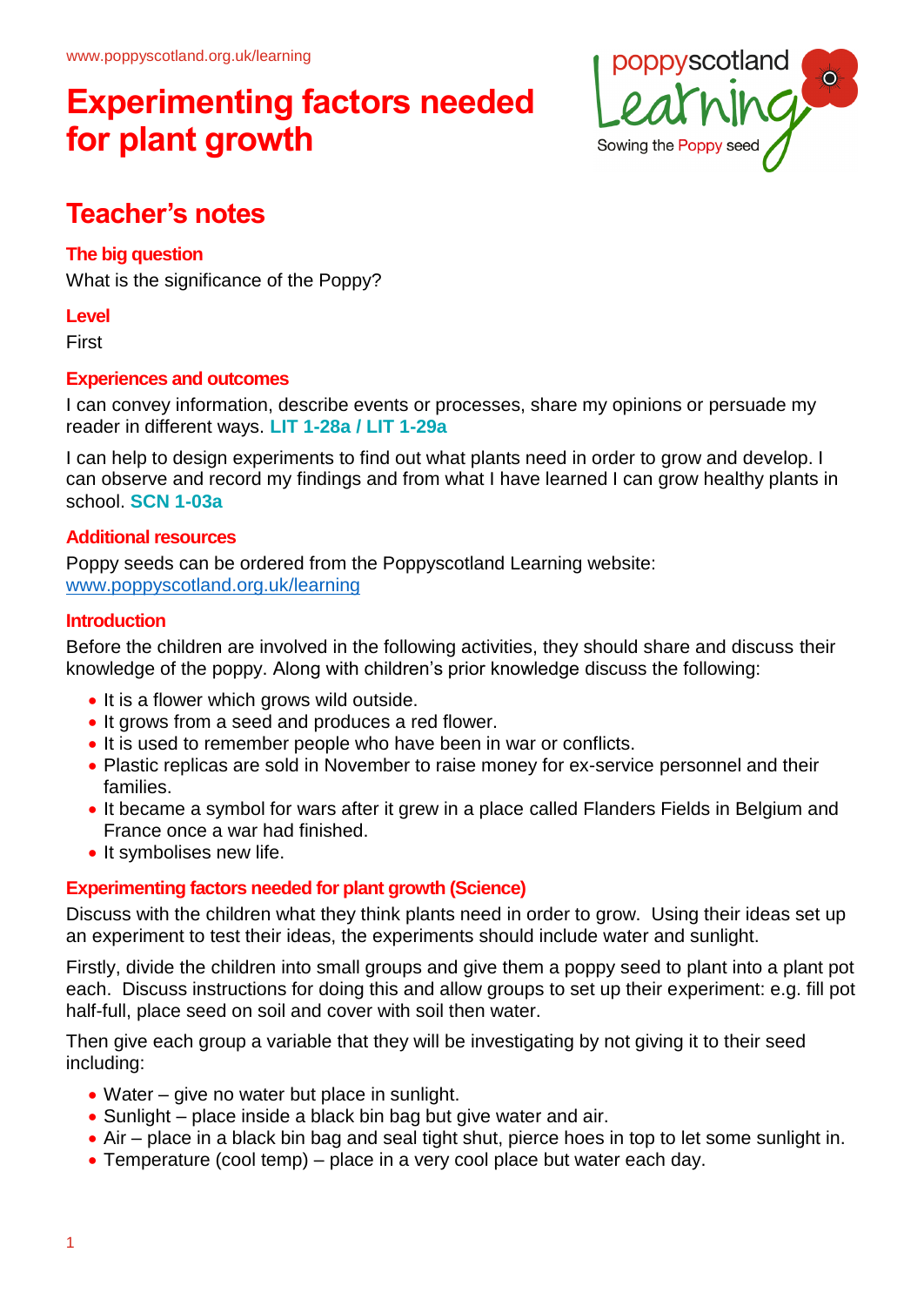www.poppyscotland.org.uk/learning

# Experimenting factors needed for plant growth

poppyscotland Learning
Sowing the Poppy seed

## Teacher's notes

### The big question

What is the significance of the Poppy?

### Level

First

### Experiences and outcomes

I can convey information, describe events or processes, share my opinions or persuade my reader in different ways. **LIT 1-28a / LIT 1-29a**

I can help to design experiments to find out what plants need in order to grow and develop. I can observe and record my findings and from what I have learned I can grow healthy plants in school. **SCN 1-03a**

### Additional resources

Poppy seeds can be ordered from the Poppyscotland Learning website: www.poppyscotland.org.uk/learning

### Introduction

Before the children are involved in the following activities, they should share and discuss their knowledge of the poppy. Along with children's prior knowledge discuss the following:

- It is a flower which grows wild outside.
- It grows from a seed and produces a red flower.
- It is used to remember people who have been in war or conflicts.
- Plastic replicas are sold in November to raise money for ex-service personnel and their families.
- It became a symbol for wars after it grew in a place called Flanders Fields in Belgium and France once a war had finished.
- It symbolises new life.

### Experimenting factors needed for plant growth (Science)

Discuss with the children what they think plants need in order to grow. Using their ideas set up an experiment to test their ideas, the experiments should include water and sunlight.

Firstly, divide the children into small groups and give them a poppy seed to plant into a plant pot each. Discuss instructions for doing this and allow groups to set up their experiment: e.g. fill pot half-full, place seed on soil and cover with soil then water.

Then give each group a variable that they will be investigating by not giving it to their seed including:

- Water – give no water but place in sunlight.
- Sunlight – place inside a black bin bag but give water and air.
- Air – place in a black bin bag and seal tight shut, pierce hoes in top to let some sunlight in.
- Temperature (cool temp) – place in a very cool place but water each day.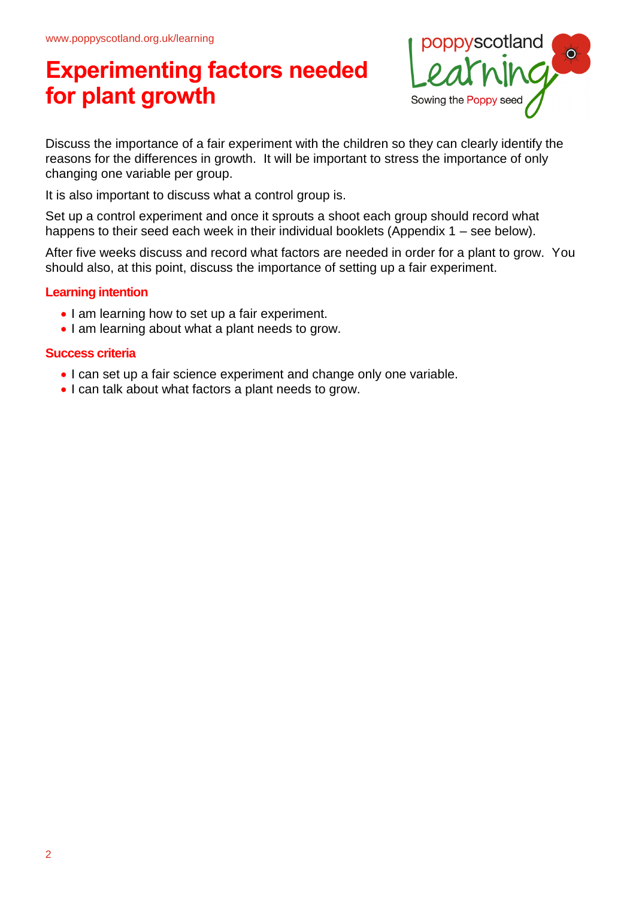# Experimenting factors needed for plant growth

Discuss the importance of a fair experiment with the children so they can clearly identify the reasons for the differences in growth. It will be important to stress the importance of only changing one variable per group.

It is also important to discuss what a control group is.

Set up a control experiment and once it sprouts a shoot each group should record what happens to their seed each week in their individual booklets (Appendix 1 – see below).

After five weeks discuss and record what factors are needed in order for a plant to grow. You should also, at this point, discuss the importance of setting up a fair experiment.

### Learning intention

- I am learning how to set up a fair experiment.
- I am learning about what a plant needs to grow.

### Success criteria

- I can set up a fair science experiment and change only one variable.
- I can talk about what factors a plant needs to grow.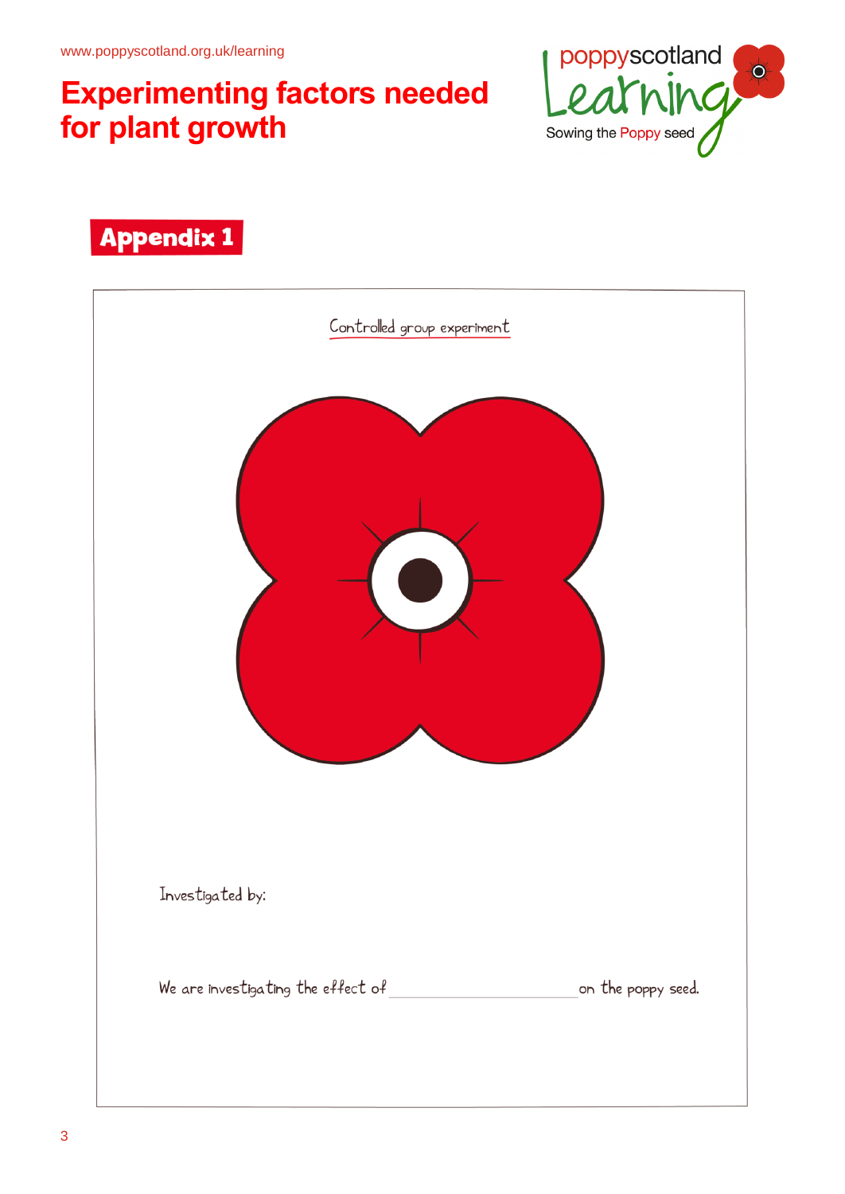# Experimenting factors needed for plant growth

## Appendix 1

Controlled group experiment

Investigated by:

We are investigating the effect of ______________________ on the poppy seed.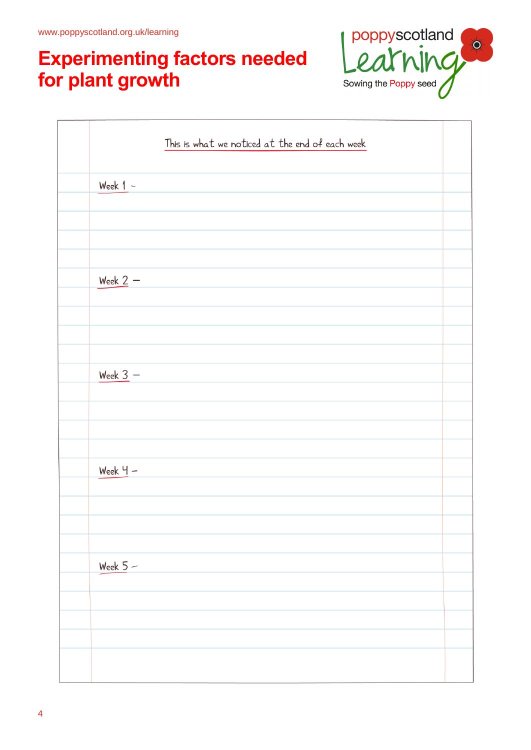www.poppyscotland.org.uk/learning

# Experimenting factors needed for plant growth

poppyscotland Learning
Sowing the Poppy seed

This is what we noticed at the end of each week

Week 1 –

Week 2 –

Week 3 –

Week 4 –

Week 5 –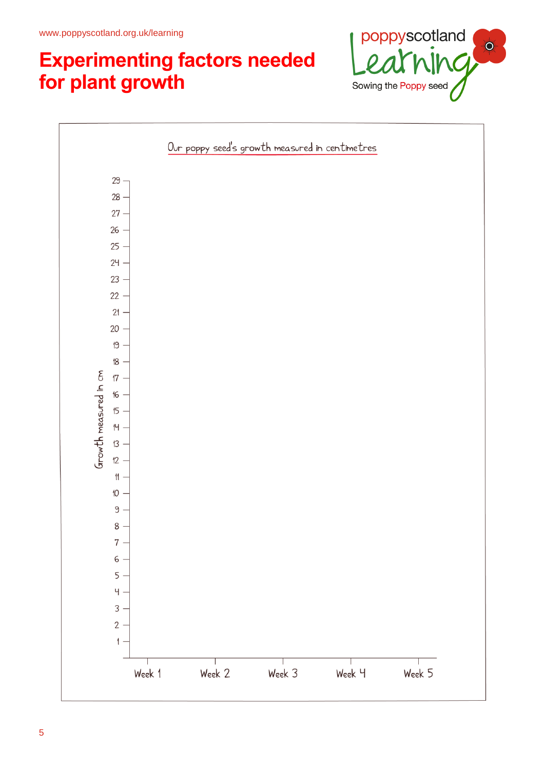# Experimenting factors needed for plant growth

**Our poppy seed's growth measured in centimetres**

Growth measured in cm

29
28
27
26
25
24
23
22
21
20
19
18
17
16
15
14
13
12
11
10
9
8
7
6
5
4
3
2
1

Week 1 | Week 2 | Week 3 | Week 4 | Week 5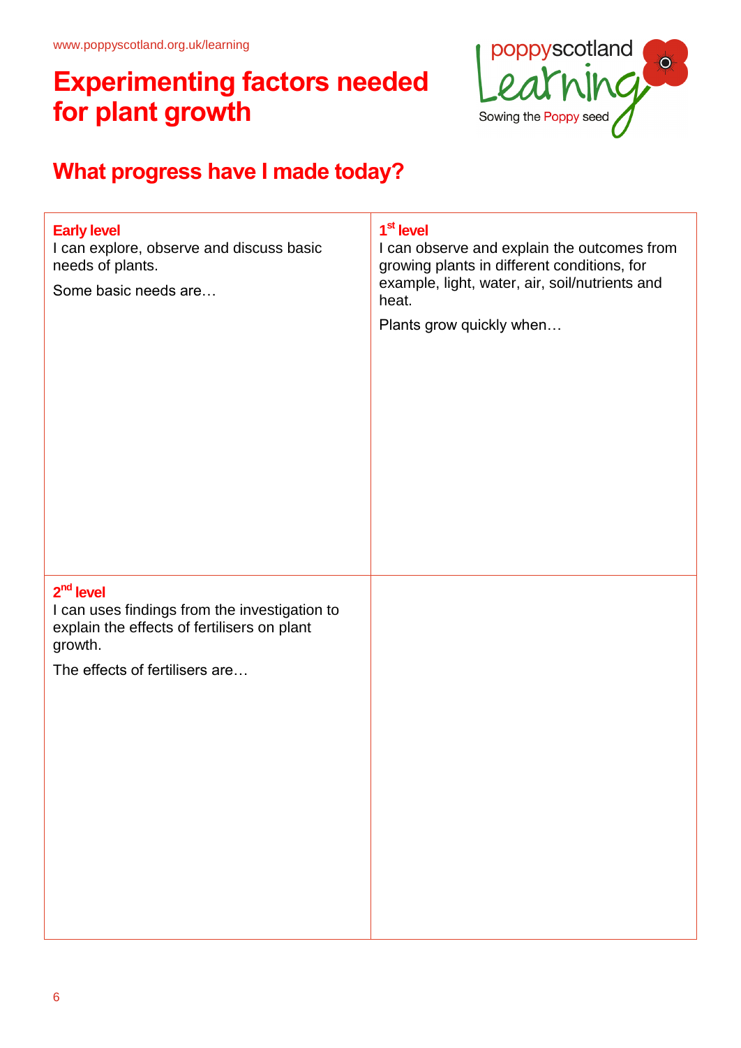www.poppyscotland.org.uk/learning

# Experimenting factors needed for plant growth

poppyscotland Learning
Sowing the Poppy seed

## What progress have I made today?

| **Early level**<br>I can explore, observe and discuss basic needs of plants.<br>Some basic needs are… | **1st level**<br>I can observe and explain the outcomes from growing plants in different conditions, for example, light, water, air, soil/nutrients and heat.<br>Plants grow quickly when… |
|---|---|
| **2nd level**<br>I can uses findings from the investigation to explain the effects of fertilisers on plant growth.<br>The effects of fertilisers are… | |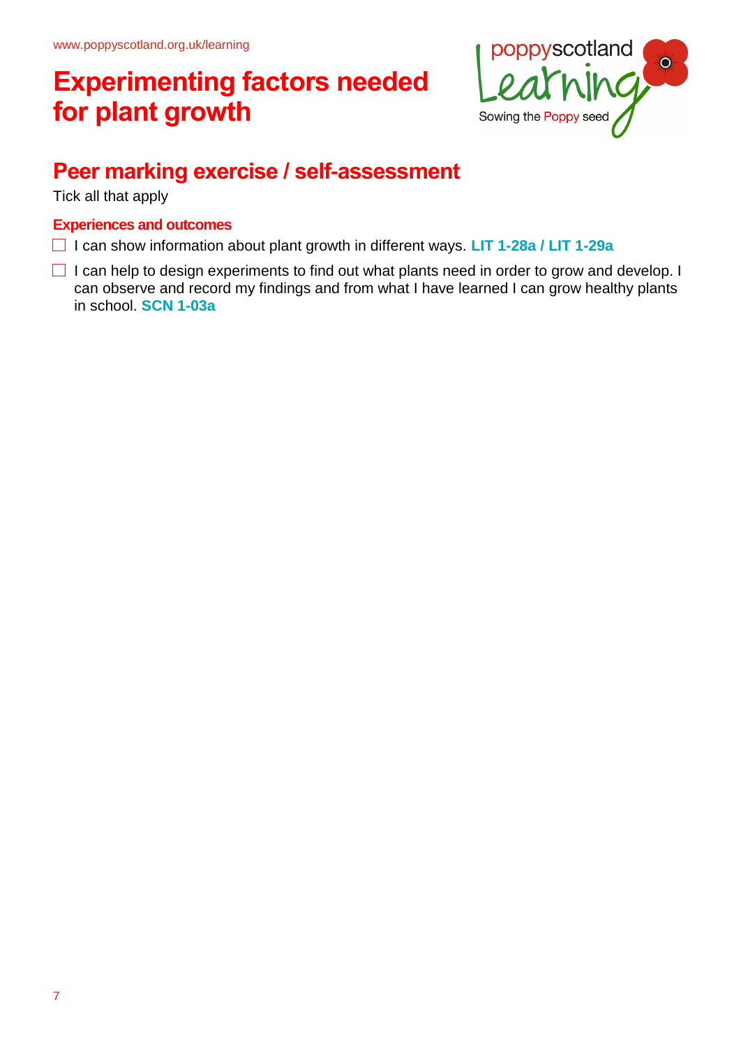www.poppyscotland.org.uk/learning

# Experimenting factors needed for plant growth

poppyscotland Learning
Sowing the Poppy seed

## Peer marking exercise / self-assessment

Tick all that apply

### Experiences and outcomes

- ☐ I can show information about plant growth in different ways. **LIT 1-28a / LIT 1-29a**
- ☐ I can help to design experiments to find out what plants need in order to grow and develop. I can observe and record my findings and from what I have learned I can grow healthy plants in school. **SCN 1-03a**